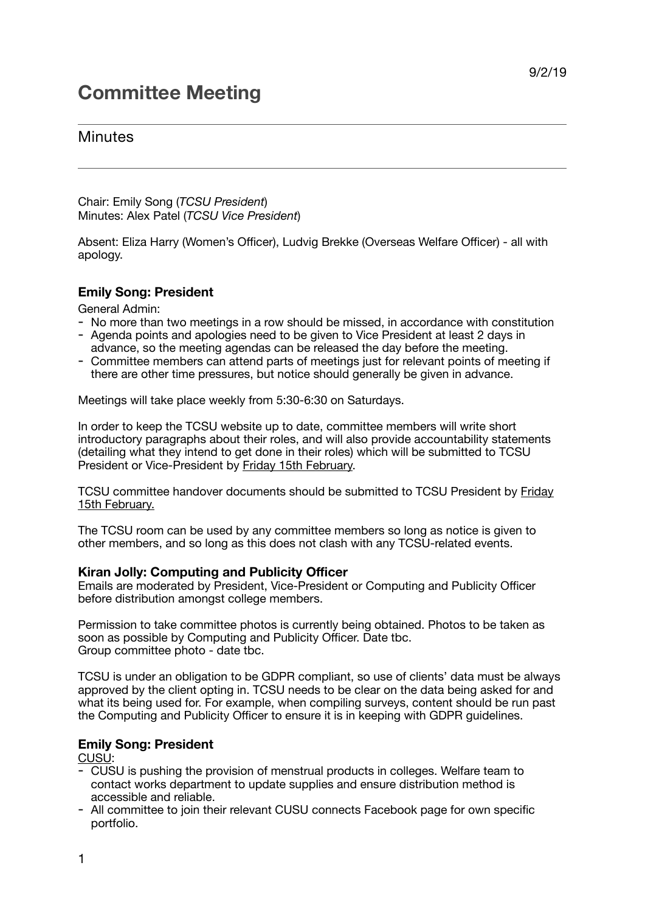9/2/19

# Committee Meeting

## Minutes

---

Chair: Emily Song (*TCSU President*)
Minutes: Alex Patel (*TCSU Vice President*)

Absent: Eliza Harry (Women's Officer), Ludvig Brekke (Overseas Welfare Officer) - all with apology.

### Emily Song: President

General Admin:

- No more than two meetings in a row should be missed, in accordance with constitution
- Agenda points and apologies need to be given to Vice President at least 2 days in advance, so the meeting agendas can be released the day before the meeting.
- Committee members can attend parts of meetings just for relevant points of meeting if there are other time pressures, but notice should generally be given in advance.

Meetings will take place weekly from 5:30-6:30 on Saturdays.

In order to keep the TCSU website up to date, committee members will write short introductory paragraphs about their roles, and will also provide accountability statements (detailing what they intend to get done in their roles) which will be submitted to TCSU President or Vice-President by <u>Friday 15th February</u>.

TCSU committee handover documents should be submitted to TCSU President by <u>Friday 15th February.</u>

The TCSU room can be used by any committee members so long as notice is given to other members, and so long as this does not clash with any TCSU-related events.

### Kiran Jolly: Computing and Publicity Officer

Emails are moderated by President, Vice-President or Computing and Publicity Officer before distribution amongst college members.

Permission to take committee photos is currently being obtained. Photos to be taken as soon as possible by Computing and Publicity Officer. Date tbc.
Group committee photo - date tbc.

TCSU is under an obligation to be GDPR compliant, so use of clients' data must be always approved by the client opting in. TCSU needs to be clear on the data being asked for and what its being used for. For example, when compiling surveys, content should be run past the Computing and Publicity Officer to ensure it is in keeping with GDPR guidelines.

### Emily Song: President

<u>CUSU</u>:

- CUSU is pushing the provision of menstrual products in colleges. Welfare team to contact works department to update supplies and ensure distribution method is accessible and reliable.
- All committee to join their relevant CUSU connects Facebook page for own specific portfolio.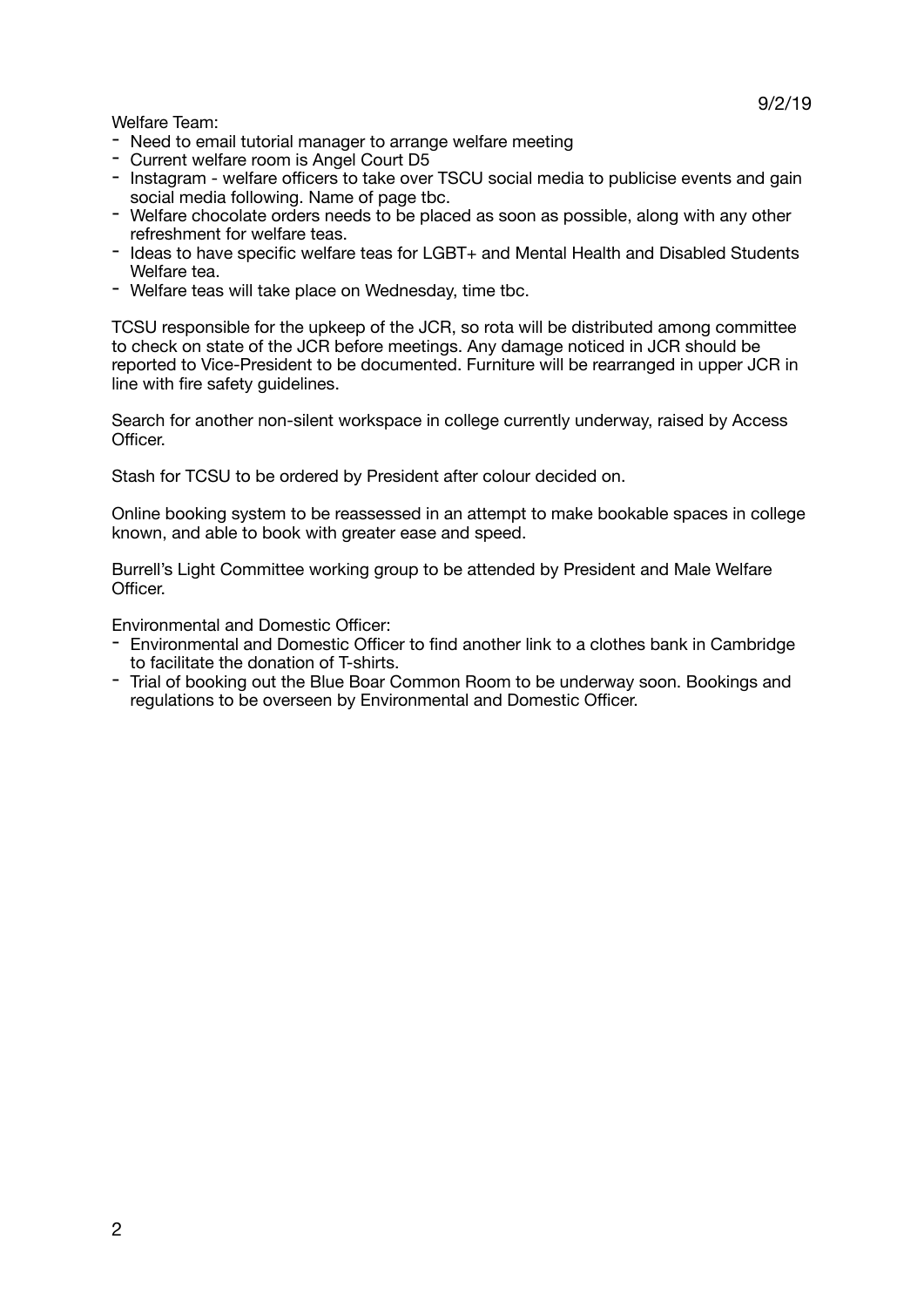9/2/19

Welfare Team:

- Need to email tutorial manager to arrange welfare meeting
- Current welfare room is Angel Court D5
- Instagram - welfare officers to take over TSCU social media to publicise events and gain social media following. Name of page tbc.
- Welfare chocolate orders needs to be placed as soon as possible, along with any other refreshment for welfare teas.
- Ideas to have specific welfare teas for LGBT+ and Mental Health and Disabled Students Welfare tea.
- Welfare teas will take place on Wednesday, time tbc.

TCSU responsible for the upkeep of the JCR, so rota will be distributed among committee to check on state of the JCR before meetings. Any damage noticed in JCR should be reported to Vice-President to be documented. Furniture will be rearranged in upper JCR in line with fire safety guidelines.

Search for another non-silent workspace in college currently underway, raised by Access Officer.

Stash for TCSU to be ordered by President after colour decided on.

Online booking system to be reassessed in an attempt to make bookable spaces in college known, and able to book with greater ease and speed.

Burrell's Light Committee working group to be attended by President and Male Welfare Officer.

Environmental and Domestic Officer:

- Environmental and Domestic Officer to find another link to a clothes bank in Cambridge to facilitate the donation of T-shirts.
- Trial of booking out the Blue Boar Common Room to be underway soon. Bookings and regulations to be overseen by Environmental and Domestic Officer.